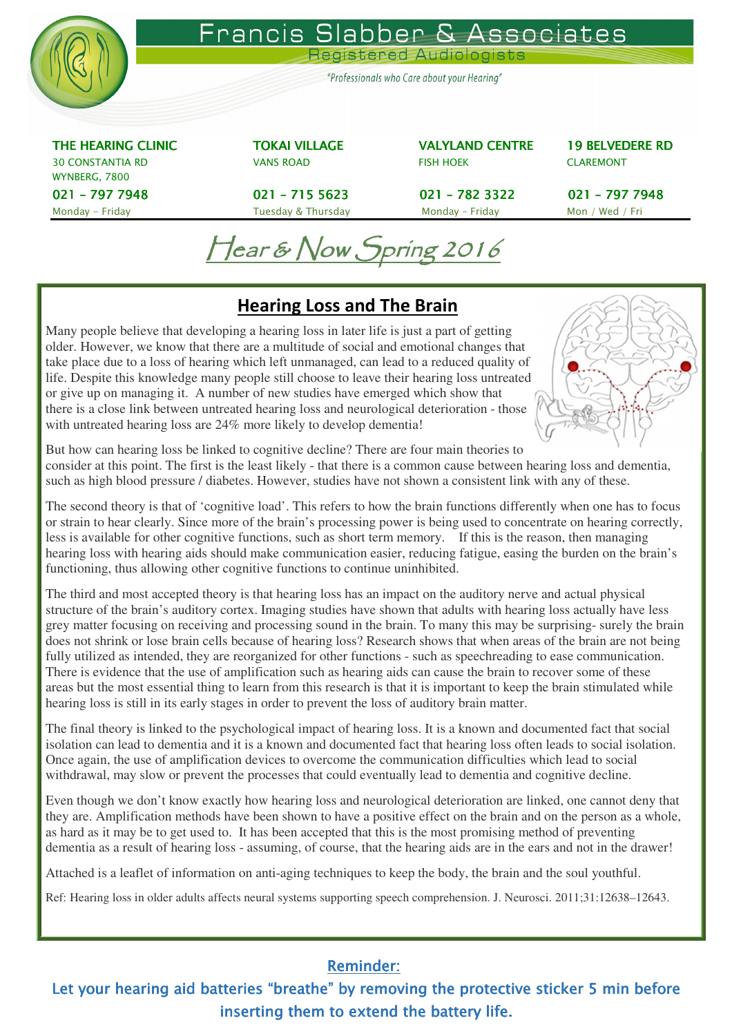# Francis Slabber & Associates

Registered Audiologists

*"Professionals who Care about your Hearing"*

| THE HEARING CLINIC | TOKAI VILLAGE | VALYLAND CENTRE | 19 BELVEDERE RD |
|---|---|---|---|
| 30 CONSTANTIA RD<br>WYNBERG, 7800 | VANS ROAD | FISH HOEK | CLAREMONT |
| 021 – 797 7948 | 021 – 715 5623 | 021 – 782 3322 | 021 – 797 7948 |
| Monday – Friday | Tuesday & Thursday | Monday – Friday | Mon / Wed / Fri |

## Hear & Now Spring 2016

### Hearing Loss and The Brain

Many people believe that developing a hearing loss in later life is just a part of getting older. However, we know that there are a multitude of social and emotional changes that take place due to a loss of hearing which left unmanaged, can lead to a reduced quality of life. Despite this knowledge many people still choose to leave their hearing loss untreated or give up on managing it. A number of new studies have emerged which show that there is a close link between untreated hearing loss and neurological deterioration - those with untreated hearing loss are 24% more likely to develop dementia!

But how can hearing loss be linked to cognitive decline? There are four main theories to consider at this point. The first is the least likely - that there is a common cause between hearing loss and dementia, such as high blood pressure / diabetes. However, studies have not shown a consistent link with any of these.

The second theory is that of 'cognitive load'. This refers to how the brain functions differently when one has to focus or strain to hear clearly. Since more of the brain's processing power is being used to concentrate on hearing correctly, less is available for other cognitive functions, such as short term memory. If this is the reason, then managing hearing loss with hearing aids should make communication easier, reducing fatigue, easing the burden on the brain's functioning, thus allowing other cognitive functions to continue uninhibited.

The third and most accepted theory is that hearing loss has an impact on the auditory nerve and actual physical structure of the brain's auditory cortex. Imaging studies have shown that adults with hearing loss actually have less grey matter focusing on receiving and processing sound in the brain. To many this may be surprising- surely the brain does not shrink or lose brain cells because of hearing loss? Research shows that when areas of the brain are not being fully utilized as intended, they are reorganized for other functions - such as speechreading to ease communication. There is evidence that the use of amplification such as hearing aids can cause the brain to recover some of these areas but the most essential thing to learn from this research is that it is important to keep the brain stimulated while hearing loss is still in its early stages in order to prevent the loss of auditory brain matter.

The final theory is linked to the psychological impact of hearing loss. It is a known and documented fact that social isolation can lead to dementia and it is a known and documented fact that hearing loss often leads to social isolation. Once again, the use of amplification devices to overcome the communication difficulties which lead to social withdrawal, may slow or prevent the processes that could eventually lead to dementia and cognitive decline.

Even though we don't know exactly how hearing loss and neurological deterioration are linked, one cannot deny that they are. Amplification methods have been shown to have a positive effect on the brain and on the person as a whole, as hard as it may be to get used to. It has been accepted that this is the most promising method of preventing dementia as a result of hearing loss - assuming, of course, that the hearing aids are in the ears and not in the drawer!

Attached is a leaflet of information on anti-aging techniques to keep the body, the brain and the soul youthful.

Ref: Hearing loss in older adults affects neural systems supporting speech comprehension. J. Neurosci. 2011;31:12638–12643.

**Reminder:**

**Let your hearing aid batteries "breathe" by removing the protective sticker 5 min before inserting them to extend the battery life.**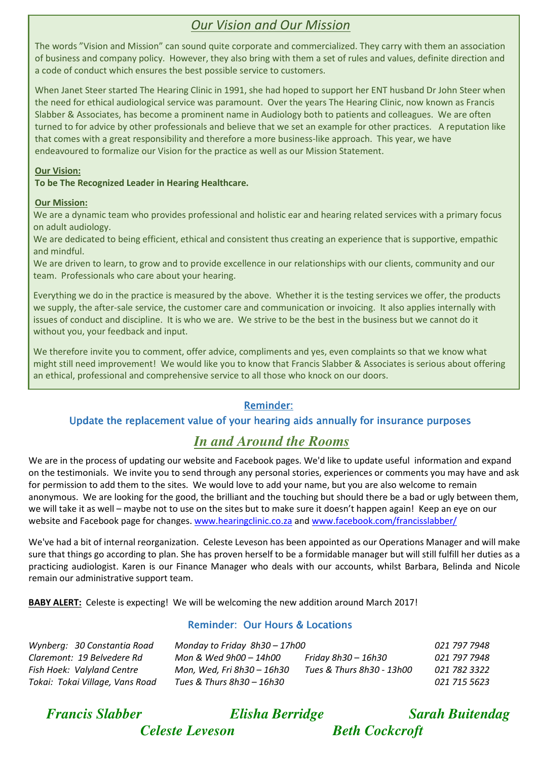## *Our Vision and Our Mission*

The words "Vision and Mission" can sound quite corporate and commercialized. They carry with them an association of business and company policy. However, they also bring with them a set of rules and values, definite direction and a code of conduct which ensures the best possible service to customers.

When Janet Steer started The Hearing Clinic in 1991, she had hoped to support her ENT husband Dr John Steer when the need for ethical audiological service was paramount. Over the years The Hearing Clinic, now known as Francis Slabber & Associates, has become a prominent name in Audiology both to patients and colleagues. We are often turned to for advice by other professionals and believe that we set an example for other practices. A reputation like that comes with a great responsibility and therefore a more business-like approach. This year, we have endeavoured to formalize our Vision for the practice as well as our Mission Statement.

**Our Vision:**
**To be The Recognized Leader in Hearing Healthcare.**

**Our Mission:**
We are a dynamic team who provides professional and holistic ear and hearing related services with a primary focus on adult audiology.
We are dedicated to being efficient, ethical and consistent thus creating an experience that is supportive, empathic and mindful.
We are driven to learn, to grow and to provide excellence in our relationships with our clients, community and our team. Professionals who care about your hearing.

Everything we do in the practice is measured by the above. Whether it is the testing services we offer, the products we supply, the after-sale service, the customer care and communication or invoicing. It also applies internally with issues of conduct and discipline. It is who we are. We strive to be the best in the business but we cannot do it without you, your feedback and input.

We therefore invite you to comment, offer advice, compliments and yes, even complaints so that we know what might still need improvement! We would like you to know that Francis Slabber & Associates is serious about offering an ethical, professional and comprehensive service to all those who knock on our doors.

**Reminder:**
**Update the replacement value of your hearing aids annually for insurance purposes**

## *In and Around the Rooms*

We are in the process of updating our website and Facebook pages. We'd like to update useful information and expand on the testimonials. We invite you to send through any personal stories, experiences or comments you may have and ask for permission to add them to the sites. We would love to add your name, but you are also welcome to remain anonymous. We are looking for the good, the brilliant and the touching but should there be a bad or ugly between them, we will take it as well – maybe not to use on the sites but to make sure it doesn't happen again! Keep an eye on our website and Facebook page for changes. www.hearingclinic.co.za and www.facebook.com/francisslabber/

We've had a bit of internal reorganization. Celeste Leveson has been appointed as our Operations Manager and will make sure that things go according to plan. She has proven herself to be a formidable manager but will still fulfill her duties as a practicing audiologist. Karen is our Finance Manager who deals with our accounts, whilst Barbara, Belinda and Nicole remain our administrative support team.

**BABY ALERT:** Celeste is expecting! We will be welcoming the new addition around March 2017!

### Reminder: Our Hours & Locations

| | | | |
|---|---|---|---|
| *Wynberg: 30 Constantia Road* | *Monday to Friday 8h30 – 17h00* | | *021 797 7948* |
| *Claremont: 19 Belvedere Rd* | *Mon & Wed 9h00 – 14h00* | *Friday 8h30 – 16h30* | *021 797 7948* |
| *Fish Hoek: Valyland Centre* | *Mon, Wed, Fri 8h30 – 16h30* | *Tues & Thurs 8h30 - 13h00* | *021 782 3322* |
| *Tokai: Tokai Village, Vans Road* | *Tues & Thurs 8h30 – 16h30* | | *021 715 5623* |

***Francis Slabber*** ***Elisha Berridge*** ***Sarah Buitendag***
***Celeste Leveson*** ***Beth Cockcroft***